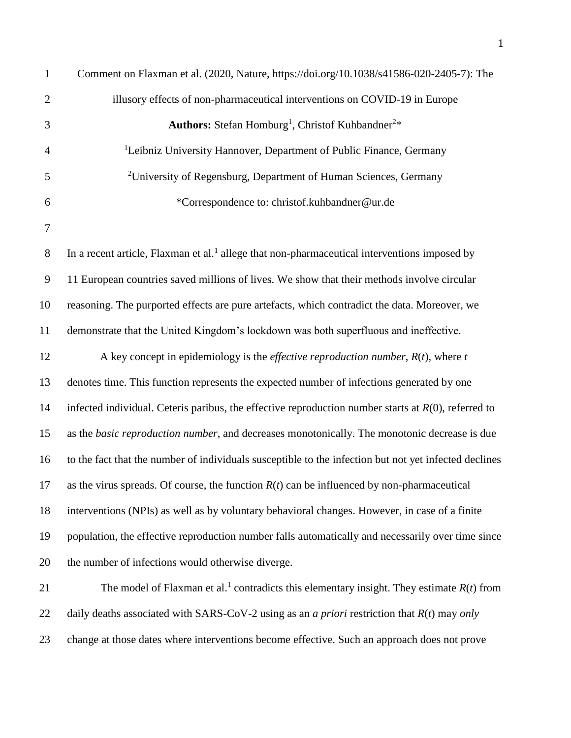Comment on Flaxman et al. (2020, Nature, https://doi.org/10.1038/s41586-020-2405-7): The illusory effects of non-pharmaceutical interventions on COVID-19 in Europe

**Authors:** Stefan Homburg[1], Christof Kuhbandner[2]*

[1]Leibniz University Hannover, Department of Public Finance, Germany

[2]University of Regensburg, Department of Human Sciences, Germany

*Correspondence to: christof.kuhbandner@ur.de

In a recent article, Flaxman et al.[1] allege that non-pharmaceutical interventions imposed by 11 European countries saved millions of lives. We show that their methods involve circular reasoning. The purported effects are pure artefacts, which contradict the data. Moreover, we demonstrate that the United Kingdom's lockdown was both superfluous and ineffective.

A key concept in epidemiology is the *effective reproduction number*, $R(t)$, where $t$ denotes time. This function represents the expected number of infections generated by one infected individual. Ceteris paribus, the effective reproduction number starts at $R(0)$, referred to as the *basic reproduction number*, and decreases monotonically. The monotonic decrease is due to the fact that the number of individuals susceptible to the infection but not yet infected declines as the virus spreads. Of course, the function $R(t)$ can be influenced by non-pharmaceutical interventions (NPIs) as well as by voluntary behavioral changes. However, in case of a finite population, the effective reproduction number falls automatically and necessarily over time since the number of infections would otherwise diverge.

The model of Flaxman et al.[1] contradicts this elementary insight. They estimate $R(t)$ from daily deaths associated with SARS-CoV-2 using as an *a priori* restriction that $R(t)$ may *only* change at those dates where interventions become effective. Such an approach does not prove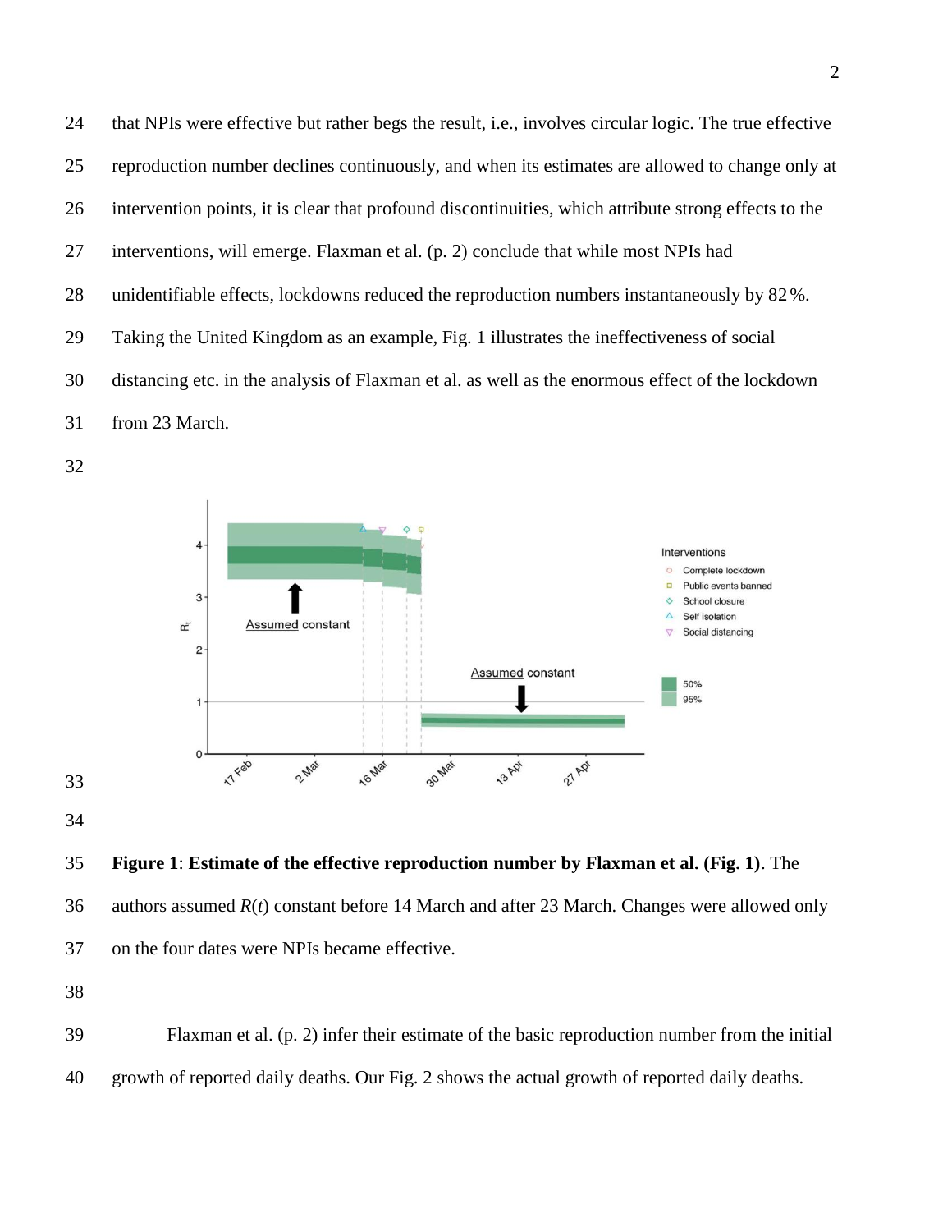that NPIs were effective but rather begs the result, i.e., involves circular logic. The true effective reproduction number declines continuously, and when its estimates are allowed to change only at intervention points, it is clear that profound discontinuities, which attribute strong effects to the interventions, will emerge. Flaxman et al. (p. 2) conclude that while most NPIs had unidentifiable effects, lockdowns reduced the reproduction numbers instantaneously by 82 %. Taking the United Kingdom as an example, Fig. 1 illustrates the ineffectiveness of social distancing etc. in the analysis of Flaxman et al. as well as the enormous effect of the lockdown from 23 March.

**Figure 1**: **Estimate of the effective reproduction number by Flaxman et al. (Fig. 1)**. The authors assumed $R(t)$ constant before 14 March and after 23 March. Changes were allowed only on the four dates were NPIs became effective.

Flaxman et al. (p. 2) infer their estimate of the basic reproduction number from the initial growth of reported daily deaths. Our Fig. 2 shows the actual growth of reported daily deaths.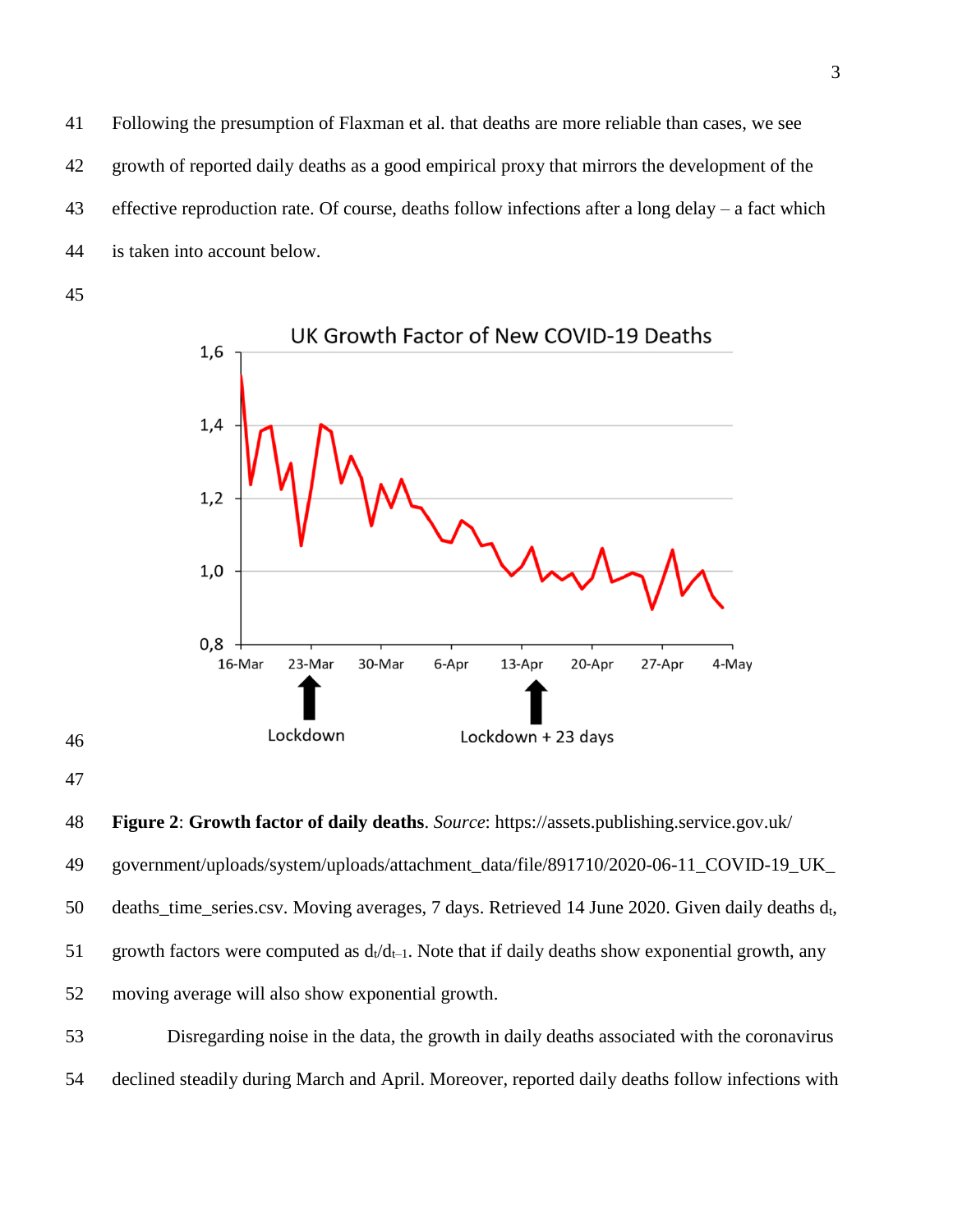Following the presumption of Flaxman et al. that deaths are more reliable than cases, we see growth of reported daily deaths as a good empirical proxy that mirrors the development of the effective reproduction rate. Of course, deaths follow infections after a long delay – a fact which is taken into account below.

**Figure 2**: **Growth factor of daily deaths**. *Source*: https://assets.publishing.service.gov.uk/government/uploads/system/uploads/attachment_data/file/891710/2020-06-11_COVID-19_UK_deaths_time_series.csv. Moving averages, 7 days. Retrieved 14 June 2020. Given daily deaths $d_t$, growth factors were computed as $d_t/d_{t-1}$. Note that if daily deaths show exponential growth, any moving average will also show exponential growth.

Disregarding noise in the data, the growth in daily deaths associated with the coronavirus declined steadily during March and April. Moreover, reported daily deaths follow infections with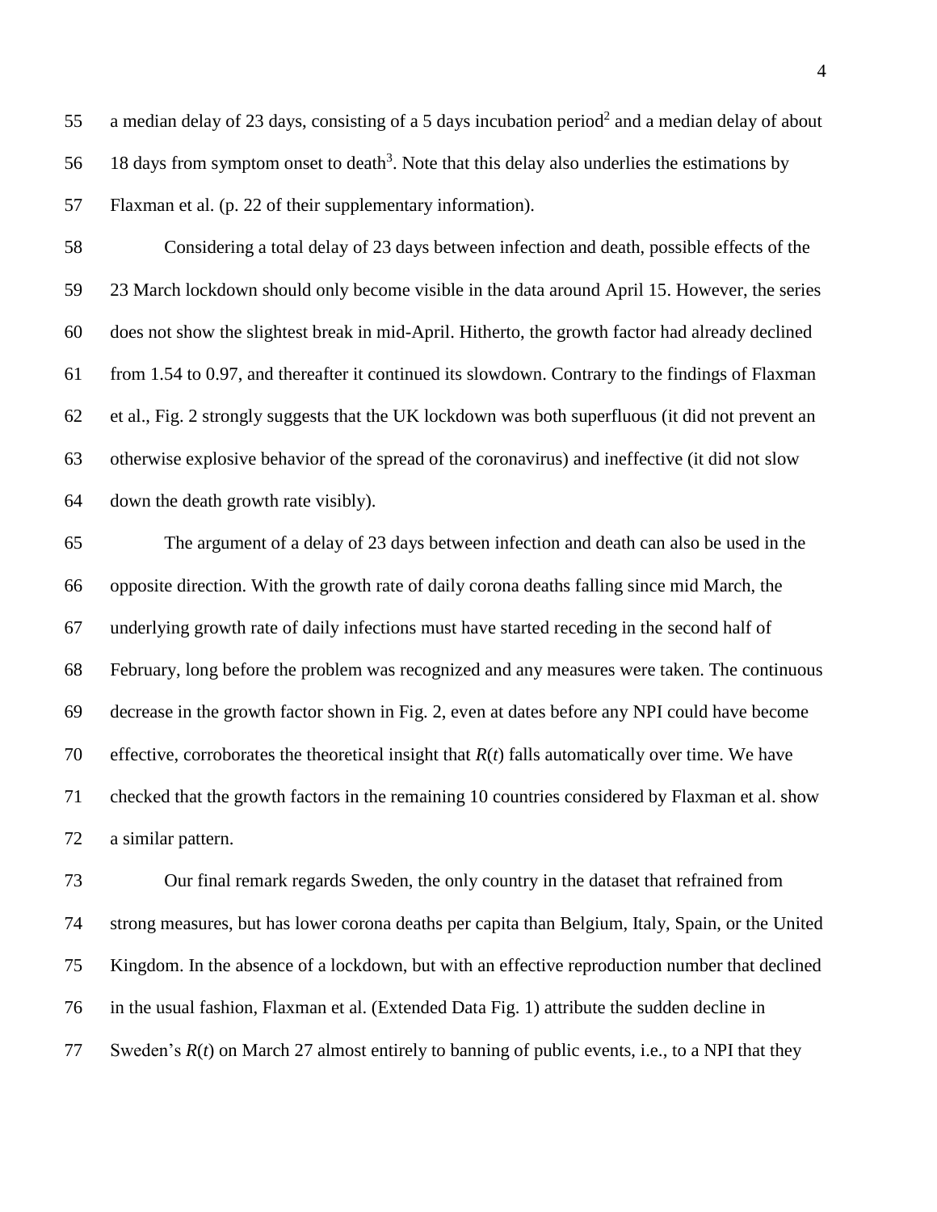a median delay of 23 days, consisting of a 5 days incubation period[2] and a median delay of about 18 days from symptom onset to death[3]. Note that this delay also underlies the estimations by Flaxman et al. (p. 22 of their supplementary information).

Considering a total delay of 23 days between infection and death, possible effects of the 23 March lockdown should only become visible in the data around April 15. However, the series does not show the slightest break in mid-April. Hitherto, the growth factor had already declined from 1.54 to 0.97, and thereafter it continued its slowdown. Contrary to the findings of Flaxman et al., Fig. 2 strongly suggests that the UK lockdown was both superfluous (it did not prevent an otherwise explosive behavior of the spread of the coronavirus) and ineffective (it did not slow down the death growth rate visibly).

The argument of a delay of 23 days between infection and death can also be used in the opposite direction. With the growth rate of daily corona deaths falling since mid March, the underlying growth rate of daily infections must have started receding in the second half of February, long before the problem was recognized and any measures were taken. The continuous decrease in the growth factor shown in Fig. 2, even at dates before any NPI could have become effective, corroborates the theoretical insight that $R(t)$ falls automatically over time. We have checked that the growth factors in the remaining 10 countries considered by Flaxman et al. show a similar pattern.

Our final remark regards Sweden, the only country in the dataset that refrained from strong measures, but has lower corona deaths per capita than Belgium, Italy, Spain, or the United Kingdom. In the absence of a lockdown, but with an effective reproduction number that declined in the usual fashion, Flaxman et al. (Extended Data Fig. 1) attribute the sudden decline in Sweden's $R(t)$ on March 27 almost entirely to banning of public events, i.e., to a NPI that they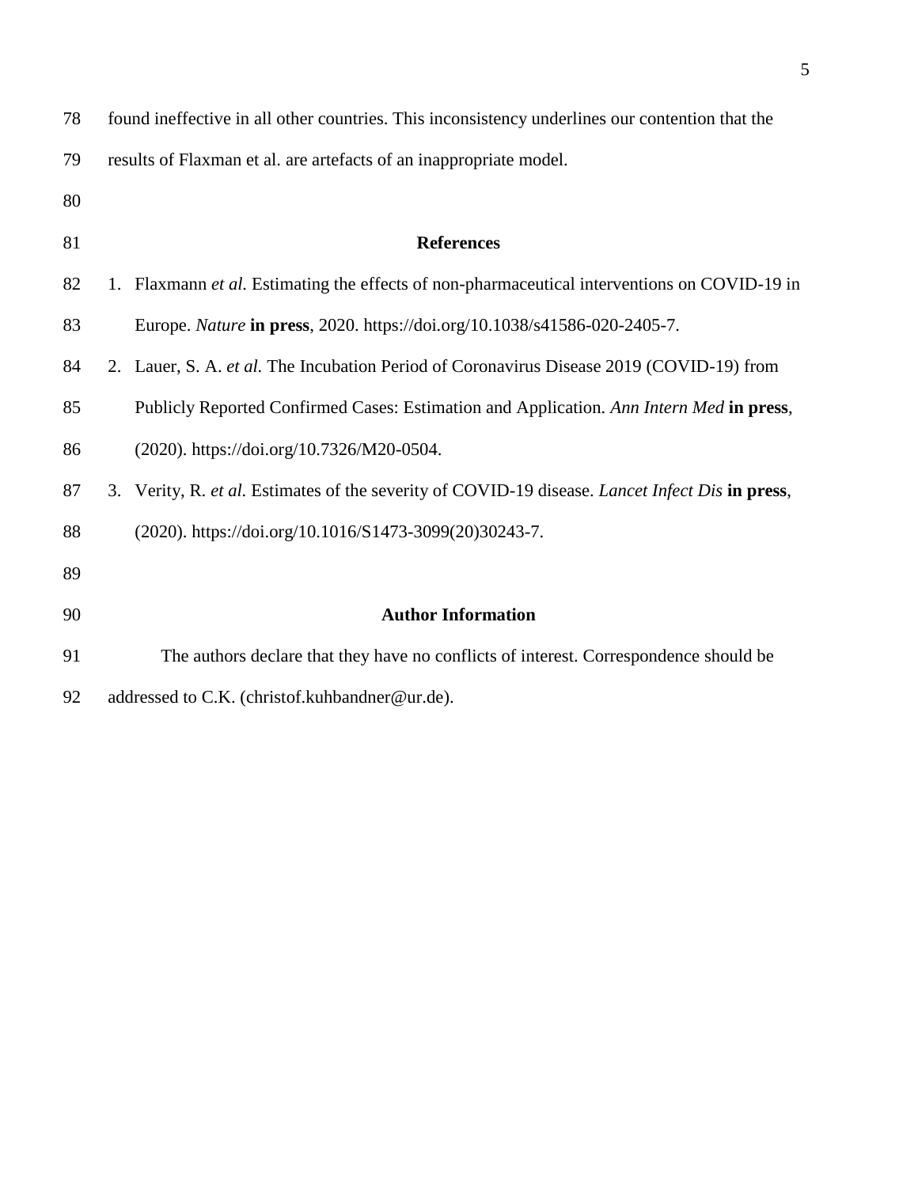found ineffective in all other countries. This inconsistency underlines our contention that the results of Flaxman et al. are artefacts of an inappropriate model.

## References

1. Flaxmann *et al.* Estimating the effects of non-pharmaceutical interventions on COVID-19 in Europe. *Nature* **in press**, 2020. https://doi.org/10.1038/s41586-020-2405-7.
2. Lauer, S. A. *et al.* The Incubation Period of Coronavirus Disease 2019 (COVID-19) from Publicly Reported Confirmed Cases: Estimation and Application. *Ann Intern Med* **in press**, (2020). https://doi.org/10.7326/M20-0504.
3. Verity, R. *et al.* Estimates of the severity of COVID-19 disease. *Lancet Infect Dis* **in press**, (2020). https://doi.org/10.1016/S1473-3099(20)30243-7.

## Author Information

The authors declare that they have no conflicts of interest. Correspondence should be addressed to C.K. (christof.kuhbandner@ur.de).